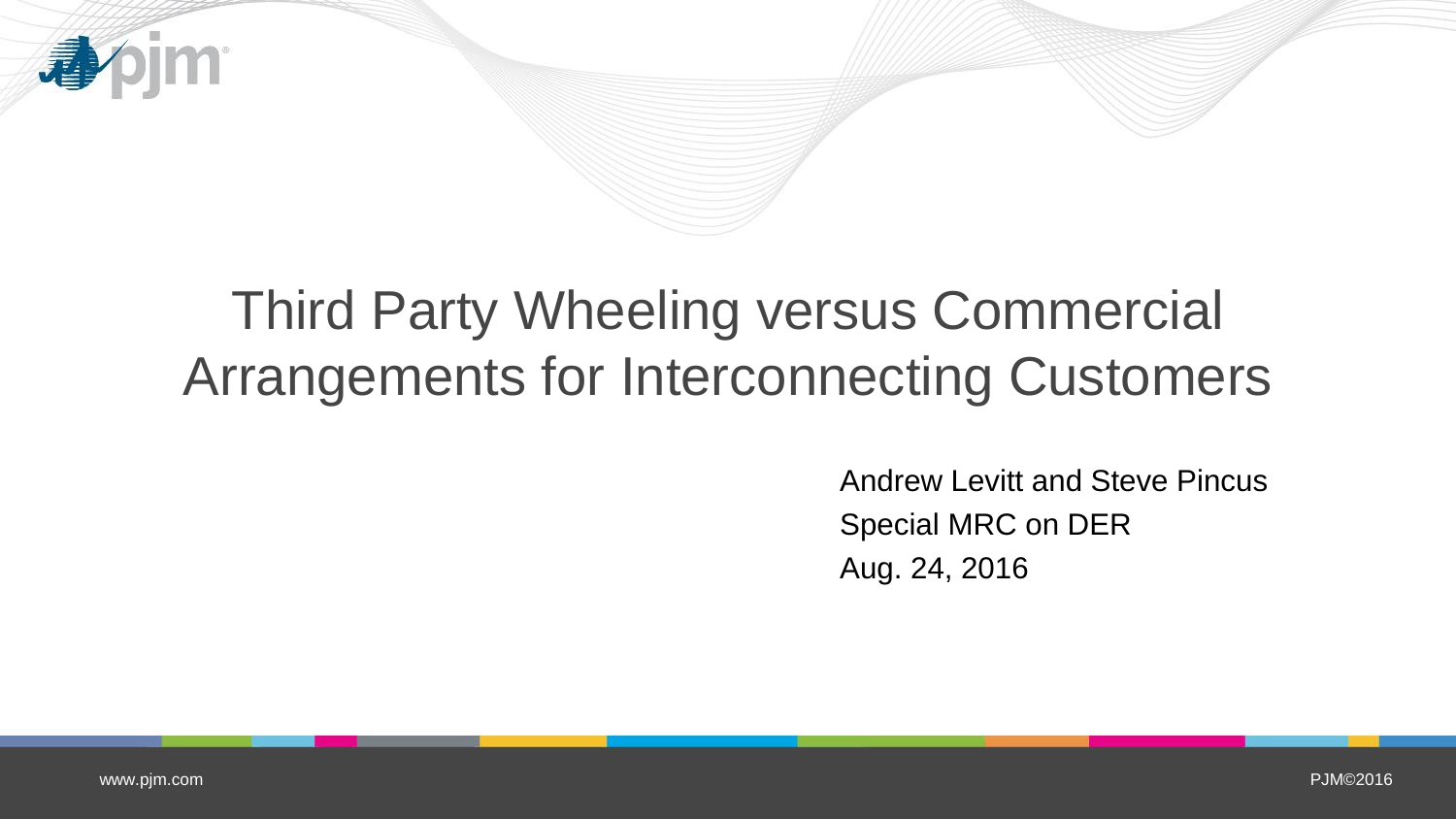# Third Party Wheeling versus Commercial Arrangements for Interconnecting Customers

Andrew Levitt and Steve Pincus

Special MRC on DER

Aug. 24, 2016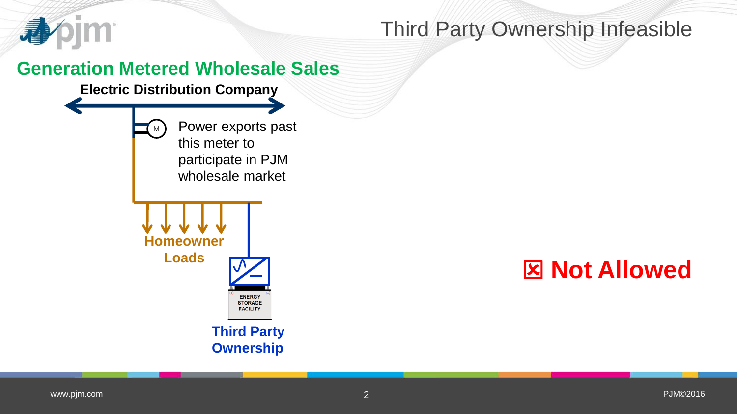# Third Party Ownership Infeasible

## Generation Metered Wholesale Sales

**Electric Distribution Company**

M

Power exports past this meter to participate in PJM wholesale market

**Homeowner Loads**

ENERGY STORAGE FACILITY

**Third Party Ownership**

**☒ Not Allowed**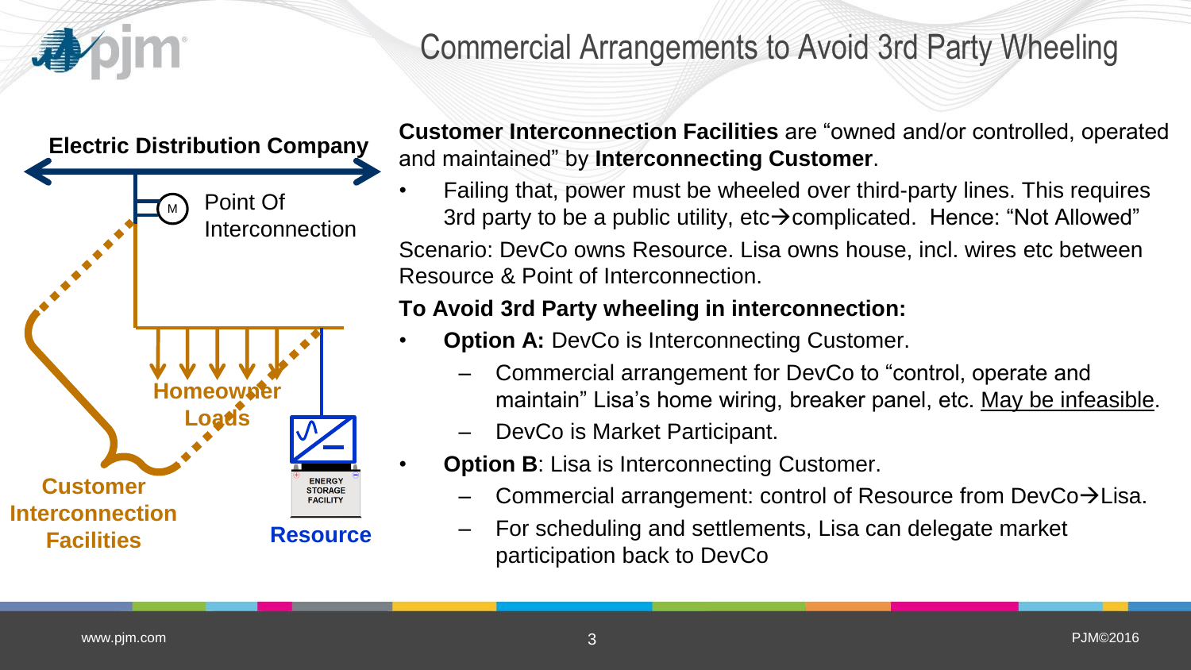# Commercial Arrangements to Avoid 3rd Party Wheeling

Electric Distribution Company

Point Of Interconnection

Homeowner Loads

Customer Interconnection Facilities

ENERGY STORAGE FACILITY

Resource

**Customer Interconnection Facilities** are "owned and/or controlled, operated and maintained" by **Interconnecting Customer**.

- Failing that, power must be wheeled over third-party lines. This requires 3rd party to be a public utility, etc→complicated. Hence: "Not Allowed"

Scenario: DevCo owns Resource. Lisa owns house, incl. wires etc between Resource & Point of Interconnection.

**To Avoid 3rd Party wheeling in interconnection:**

- **Option A:** DevCo is Interconnecting Customer.
  - Commercial arrangement for DevCo to "control, operate and maintain" Lisa's home wiring, breaker panel, etc. May be infeasible.
  - DevCo is Market Participant.
- **Option B**: Lisa is Interconnecting Customer.
  - Commercial arrangement: control of Resource from DevCo→Lisa.
  - For scheduling and settlements, Lisa can delegate market participation back to DevCo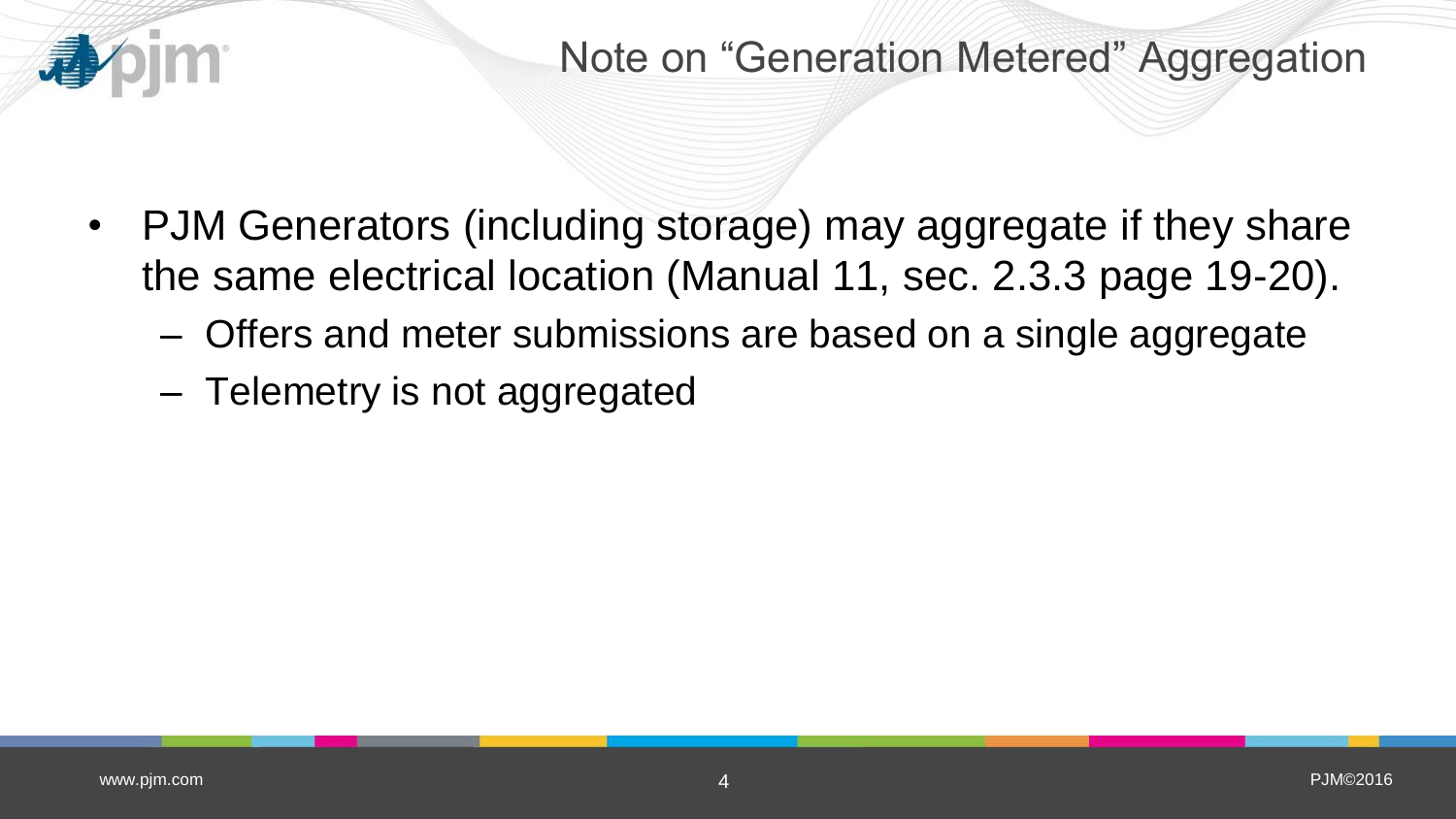# Note on "Generation Metered" Aggregation

- PJM Generators (including storage) may aggregate if they share the same electrical location (Manual 11, sec. 2.3.3 page 19-20).
  - Offers and meter submissions are based on a single aggregate
  - Telemetry is not aggregated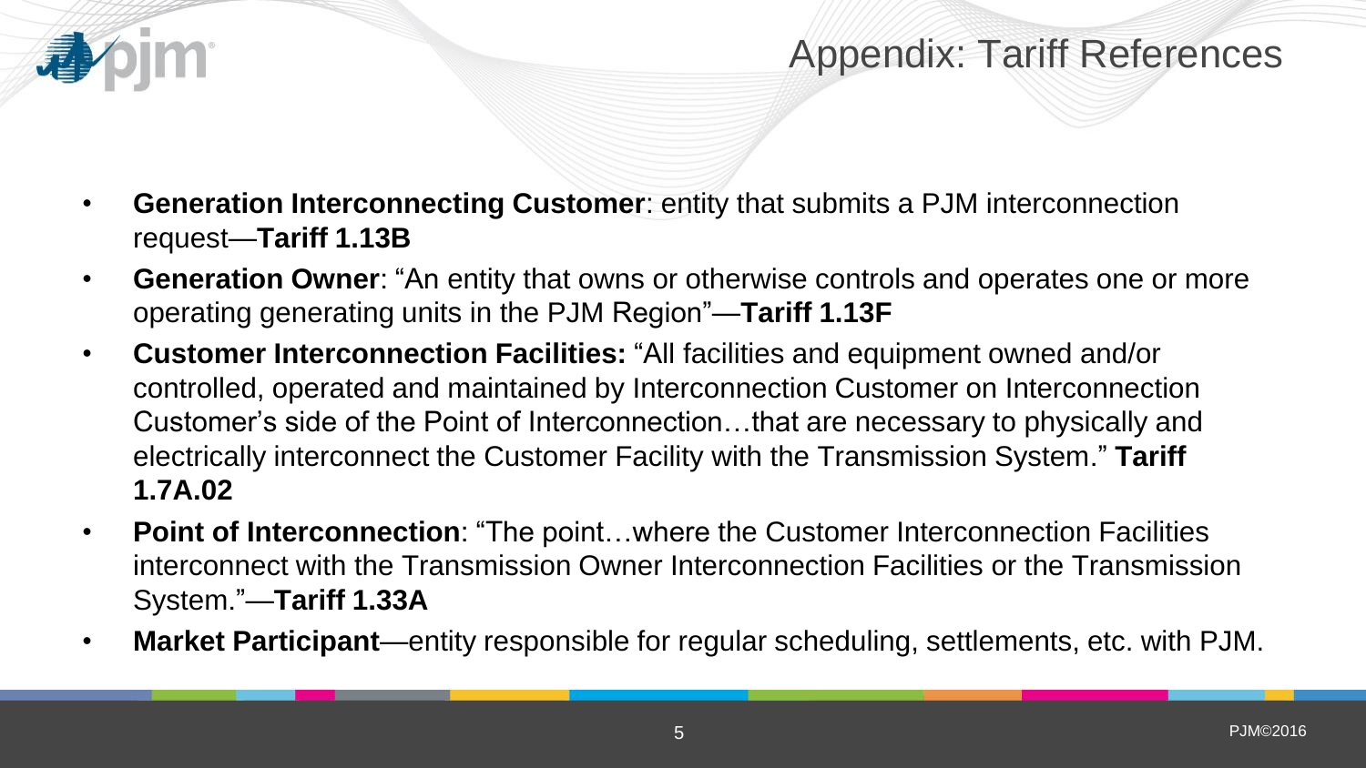# Appendix: Tariff References

- **Generation Interconnecting Customer**: entity that submits a PJM interconnection request—**Tariff 1.13B**
- **Generation Owner**: "An entity that owns or otherwise controls and operates one or more operating generating units in the PJM Region"—**Tariff 1.13F**
- **Customer Interconnection Facilities:** "All facilities and equipment owned and/or controlled, operated and maintained by Interconnection Customer on Interconnection Customer's side of the Point of Interconnection…that are necessary to physically and electrically interconnect the Customer Facility with the Transmission System." **Tariff 1.7A.02**
- **Point of Interconnection**: "The point…where the Customer Interconnection Facilities interconnect with the Transmission Owner Interconnection Facilities or the Transmission System."—**Tariff 1.33A**
- **Market Participant**—entity responsible for regular scheduling, settlements, etc. with PJM.